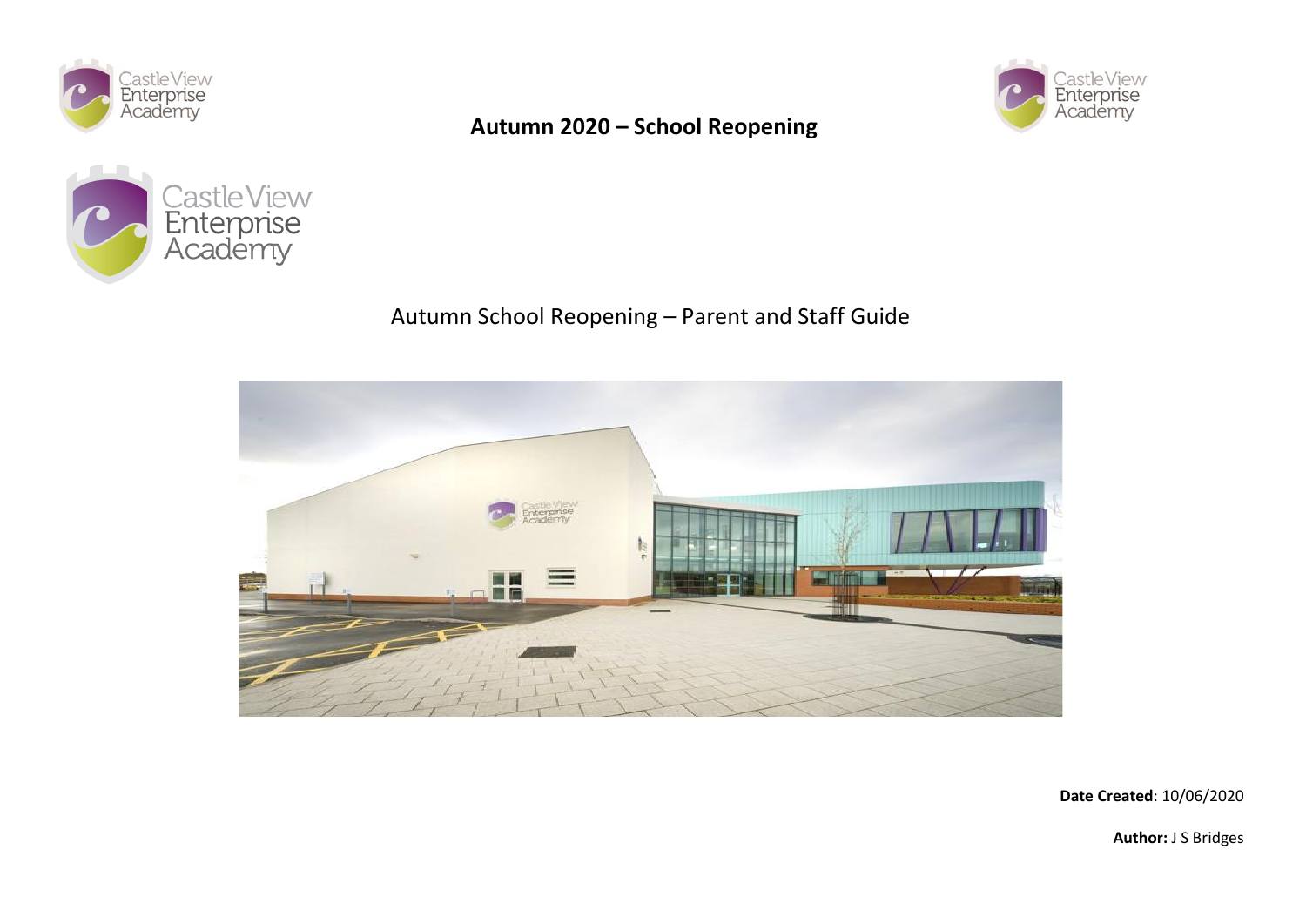# Autumn 2020 – School Reopening

## Autumn School Reopening – Parent and Staff Guide

**Date Created**: 10/06/2020

**Author:** J S Bridges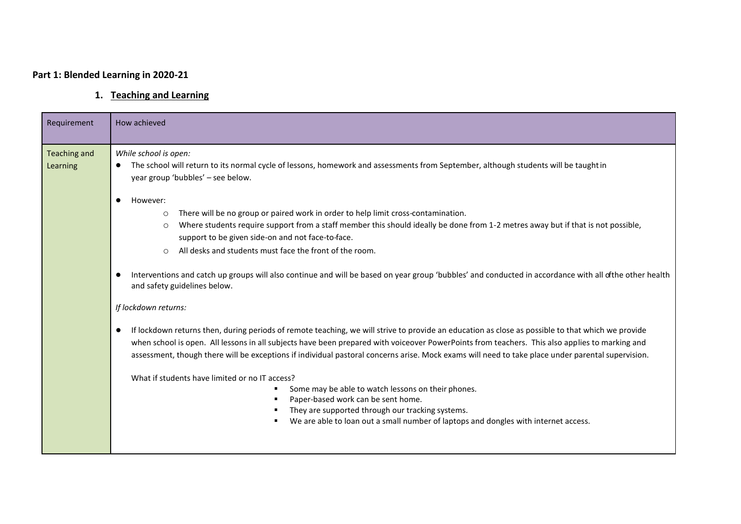**Part 1: Blended Learning in 2020-21**

## 1. Teaching and Learning

| Requirement | How achieved |
| --- | --- |
| Teaching and Learning | *While school is open:*<br>• The school will return to its normal cycle of lessons, homework and assessments from September, although students will be taught in year group 'bubbles' – see below.<br>• However:<br>  ○ There will be no group or paired work in order to help limit cross-contamination.<br>  ○ Where students require support from a staff member this should ideally be done from 1-2 metres away but if that is not possible, support to be given side-on and not face-to-face.<br>  ○ All desks and students must face the front of the room.<br>• Interventions and catch up groups will also continue and will be based on year group 'bubbles' and conducted in accordance with all of the other health and safety guidelines below.<br>*If lockdown returns:*<br>• If lockdown returns then, during periods of remote teaching, we will strive to provide an education as close as possible to that which we provide when school is open. All lessons in all subjects have been prepared with voiceover PowerPoints from teachers. This also applies to marking and assessment, though there will be exceptions if individual pastoral concerns arise. Mock exams will need to take place under parental supervision.<br>What if students have limited or no IT access?<br>  ▪ Some may be able to watch lessons on their phones.<br>  ▪ Paper-based work can be sent home.<br>  ▪ They are supported through our tracking systems.<br>  ▪ We are able to loan out a small number of laptops and dongles with internet access. |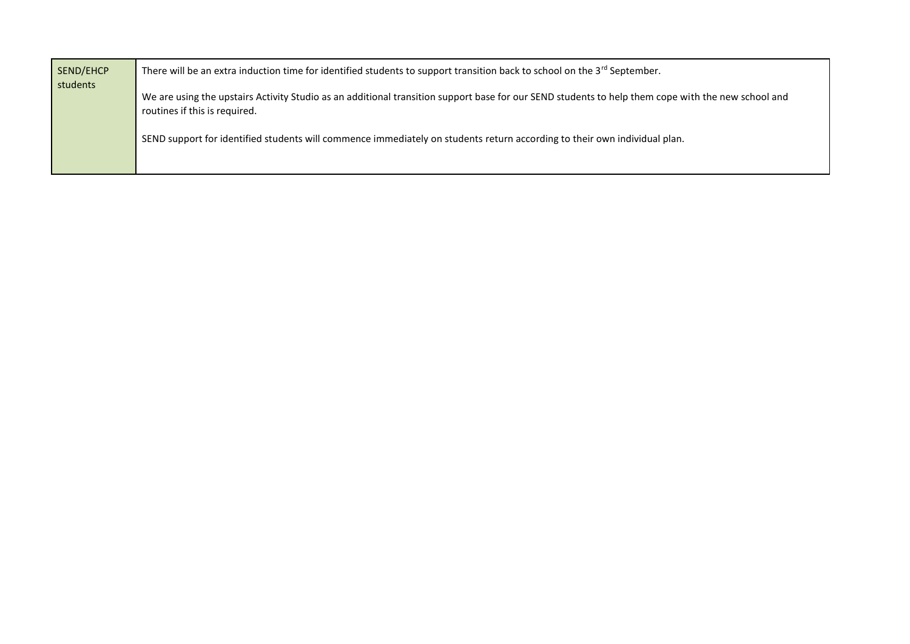| SEND/EHCP students | There will be an extra induction time for identified students to support transition back to school on the 3rd September.<br><br>We are using the upstairs Activity Studio as an additional transition support base for our SEND students to help them cope with the new school and routines if this is required.<br><br>SEND support for identified students will commence immediately on students return according to their own individual plan. |
|---|---|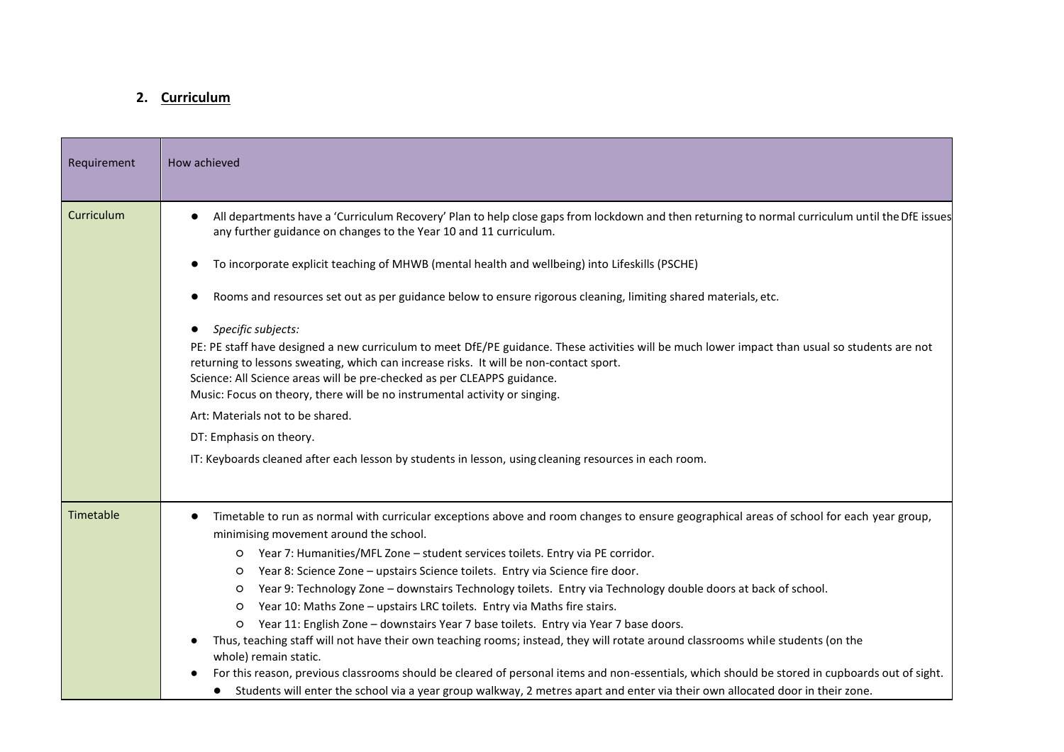## 2. Curriculum

| Requirement | How achieved |
|---|---|
| Curriculum | • All departments have a 'Curriculum Recovery' Plan to help close gaps from lockdown and then returning to normal curriculum until the DfE issues any further guidance on changes to the Year 10 and 11 curriculum.<br><br>• To incorporate explicit teaching of MHWB (mental health and wellbeing) into Lifeskills (PSCHE)<br><br>• Rooms and resources set out as per guidance below to ensure rigorous cleaning, limiting shared materials, etc.<br><br>• *Specific subjects:*<br>PE: PE staff have designed a new curriculum to meet DfE/PE guidance. These activities will be much lower impact than usual so students are not returning to lessons sweating, which can increase risks. It will be non-contact sport.<br>Science: All Science areas will be pre-checked as per CLEAPPS guidance.<br>Music: Focus on theory, there will be no instrumental activity or singing.<br>Art: Materials not to be shared.<br>DT: Emphasis on theory.<br>IT: Keyboards cleaned after each lesson by students in lesson, using cleaning resources in each room. |
| Timetable | • Timetable to run as normal with curricular exceptions above and room changes to ensure geographical areas of school for each year group, minimising movement around the school.<br>&nbsp;&nbsp;○ Year 7: Humanities/MFL Zone – student services toilets. Entry via PE corridor.<br>&nbsp;&nbsp;○ Year 8: Science Zone – upstairs Science toilets. Entry via Science fire door.<br>&nbsp;&nbsp;○ Year 9: Technology Zone – downstairs Technology toilets. Entry via Technology double doors at back of school.<br>&nbsp;&nbsp;○ Year 10: Maths Zone – upstairs LRC toilets. Entry via Maths fire stairs.<br>&nbsp;&nbsp;○ Year 11: English Zone – downstairs Year 7 base toilets. Entry via Year 7 base doors.<br>• Thus, teaching staff will not have their own teaching rooms; instead, they will rotate around classrooms while students (on the whole) remain static.<br>• For this reason, previous classrooms should be cleared of personal items and non-essentials, which should be stored in cupboards out of sight.<br>• Students will enter the school via a year group walkway, 2 metres apart and enter via their own allocated door in their zone. |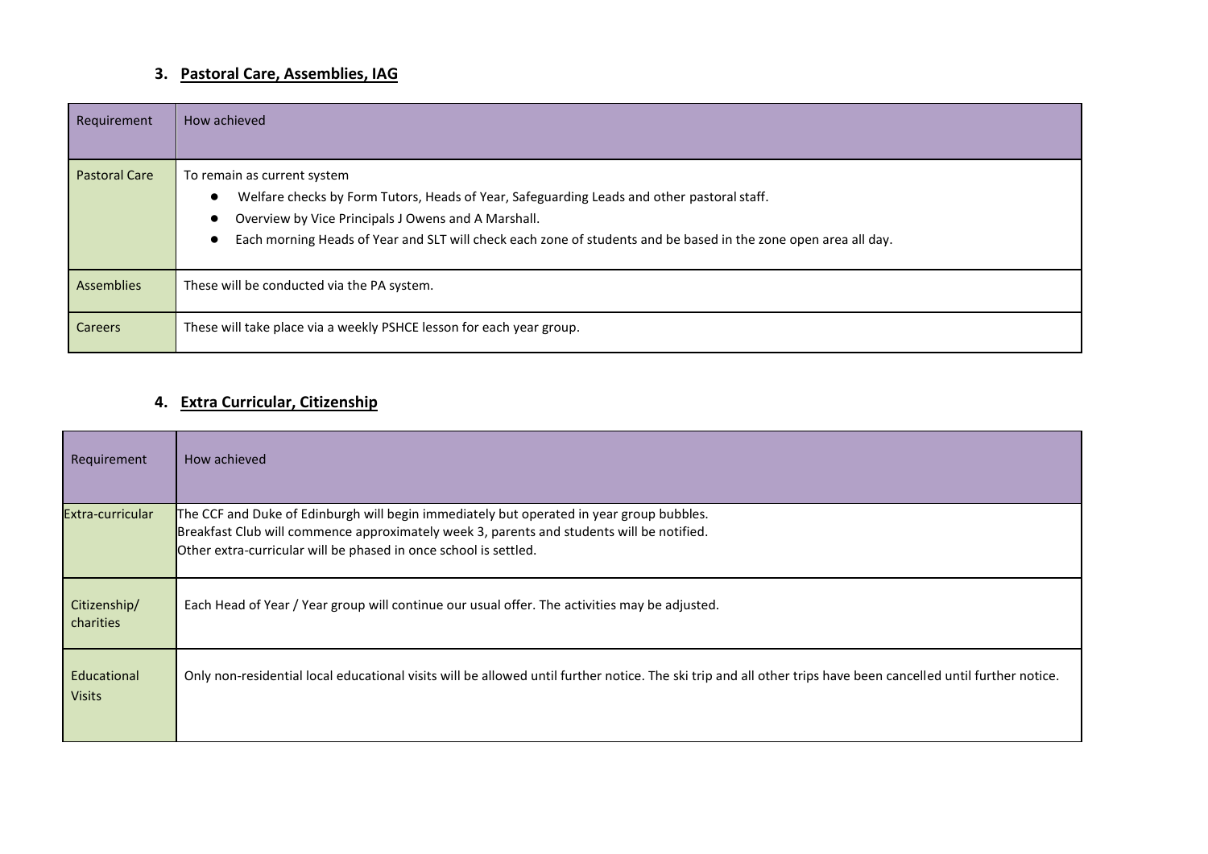## 3. Pastoral Care, Assemblies, IAG

| Requirement | How achieved |
|---|---|
| Pastoral Care | To remain as current system<br>● Welfare checks by Form Tutors, Heads of Year, Safeguarding Leads and other pastoral staff.<br>● Overview by Vice Principals J Owens and A Marshall.<br>● Each morning Heads of Year and SLT will check each zone of students and be based in the zone open area all day. |
| Assemblies | These will be conducted via the PA system. |
| Careers | These will take place via a weekly PSHCE lesson for each year group. |

## 4. Extra Curricular, Citizenship

| Requirement | How achieved |
|---|---|
| Extra-curricular | The CCF and Duke of Edinburgh will begin immediately but operated in year group bubbles.<br>Breakfast Club will commence approximately week 3, parents and students will be notified.<br>Other extra-curricular will be phased in once school is settled. |
| Citizenship/ charities | Each Head of Year / Year group will continue our usual offer. The activities may be adjusted. |
| Educational Visits | Only non-residential local educational visits will be allowed until further notice. The ski trip and all other trips have been cancelled until further notice. |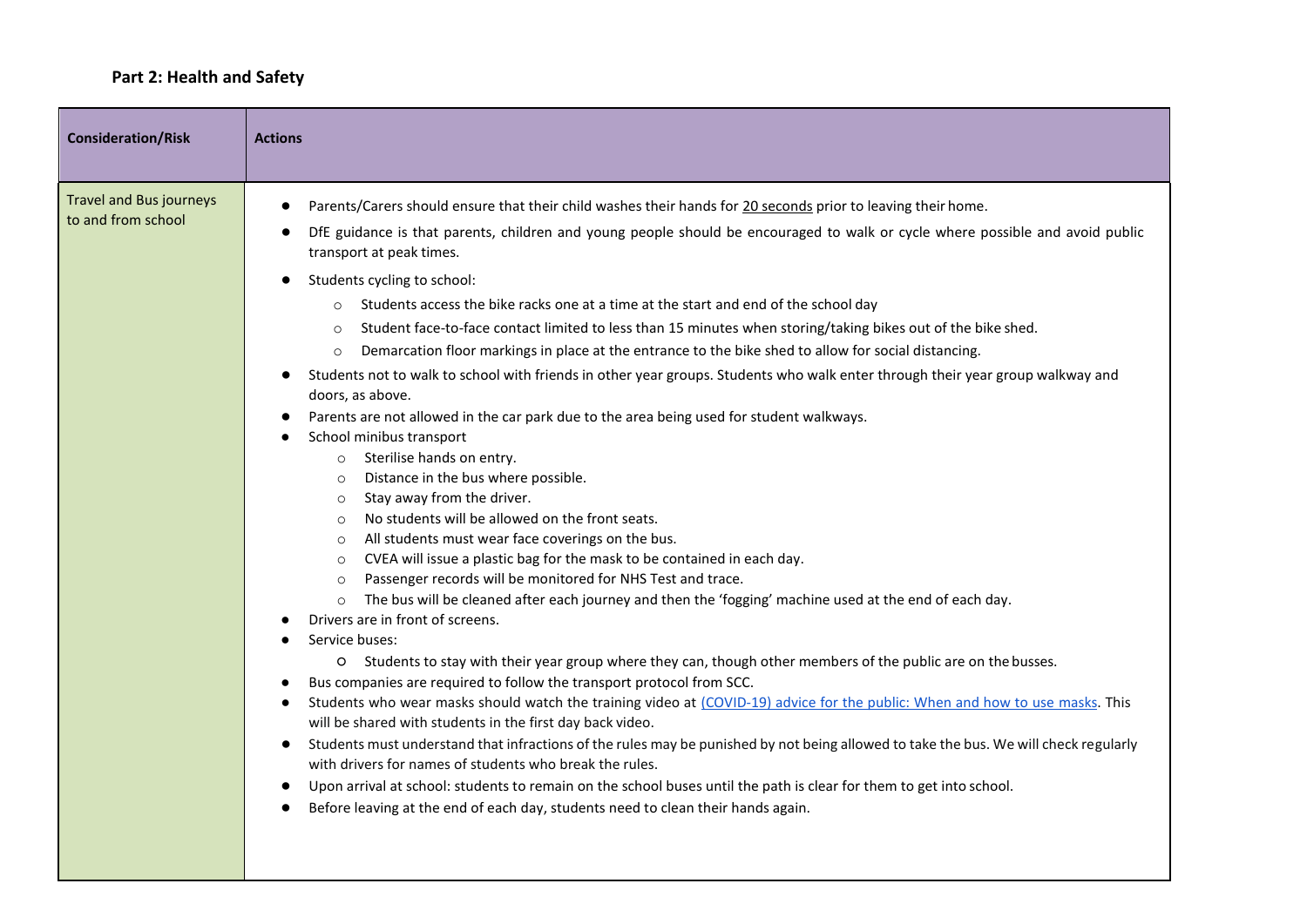## Part 2: Health and Safety

| Consideration/Risk | Actions |
| --- | --- |
| Travel and Bus journeys to and from school | • Parents/Carers should ensure that their child washes their hands for 20 seconds prior to leaving their home.<br>• DfE guidance is that parents, children and young people should be encouraged to walk or cycle where possible and avoid public transport at peak times.<br>• Students cycling to school:<br>&nbsp;&nbsp;&nbsp;&nbsp;○ Students access the bike racks one at a time at the start and end of the school day<br>&nbsp;&nbsp;&nbsp;&nbsp;○ Student face-to-face contact limited to less than 15 minutes when storing/taking bikes out of the bike shed.<br>&nbsp;&nbsp;&nbsp;&nbsp;○ Demarcation floor markings in place at the entrance to the bike shed to allow for social distancing.<br>• Students not to walk to school with friends in other year groups. Students who walk enter through their year group walkway and doors, as above.<br>• Parents are not allowed in the car park due to the area being used for student walkways.<br>• School minibus transport<br>&nbsp;&nbsp;&nbsp;&nbsp;○ Sterilise hands on entry.<br>&nbsp;&nbsp;&nbsp;&nbsp;○ Distance in the bus where possible.<br>&nbsp;&nbsp;&nbsp;&nbsp;○ Stay away from the driver.<br>&nbsp;&nbsp;&nbsp;&nbsp;○ No students will be allowed on the front seats.<br>&nbsp;&nbsp;&nbsp;&nbsp;○ All students must wear face coverings on the bus.<br>&nbsp;&nbsp;&nbsp;&nbsp;○ CVEA will issue a plastic bag for the mask to be contained in each day.<br>&nbsp;&nbsp;&nbsp;&nbsp;○ Passenger records will be monitored for NHS Test and trace.<br>&nbsp;&nbsp;&nbsp;&nbsp;○ The bus will be cleaned after each journey and then the 'fogging' machine used at the end of each day.<br>• Drivers are in front of screens.<br>• Service buses:<br>&nbsp;&nbsp;&nbsp;&nbsp;○ Students to stay with their year group where they can, though other members of the public are on the busses.<br>• Bus companies are required to follow the transport protocol from SCC.<br>• Students who wear masks should watch the training video at [(COVID-19) advice for the public: When and how to use masks](). This will be shared with students in the first day back video.<br>• Students must understand that infractions of the rules may be punished by not being allowed to take the bus. We will check regularly with drivers for names of students who break the rules.<br>• Upon arrival at school: students to remain on the school buses until the path is clear for them to get into school.<br>• Before leaving at the end of each day, students need to clean their hands again. |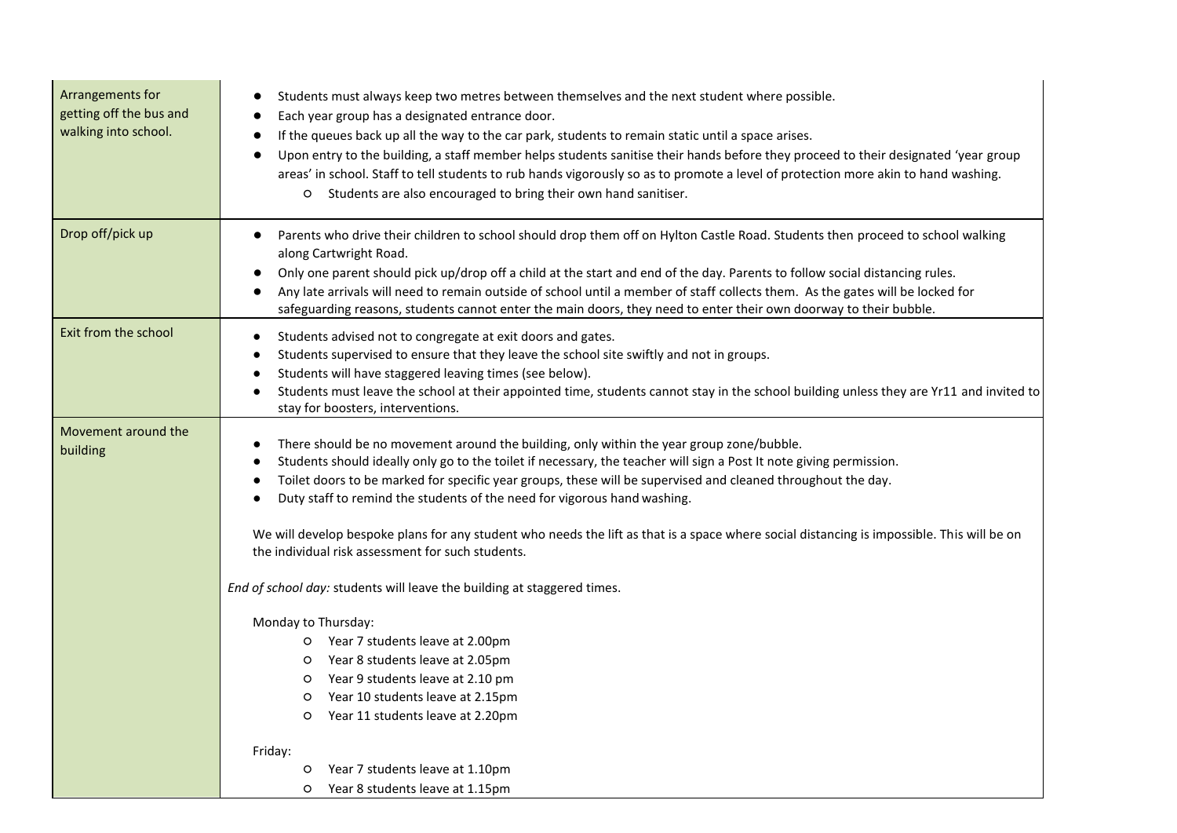| | |
|---|---|
| Arrangements for getting off the bus and walking into school. | <ul><li>Students must always keep two metres between themselves and the next student where possible.</li><li>Each year group has a designated entrance door.</li><li>If the queues back up all the way to the car park, students to remain static until a space arises.</li><li>Upon entry to the building, a staff member helps students sanitise their hands before they proceed to their designated 'year group areas' in school. Staff to tell students to rub hands vigorously so as to promote a level of protection more akin to hand washing.<ul><li>Students are also encouraged to bring their own hand sanitiser.</li></ul></li></ul> |
| Drop off/pick up | <ul><li>Parents who drive their children to school should drop them off on Hylton Castle Road. Students then proceed to school walking along Cartwright Road.</li><li>Only one parent should pick up/drop off a child at the start and end of the day. Parents to follow social distancing rules.</li><li>Any late arrivals will need to remain outside of school until a member of staff collects them. As the gates will be locked for safeguarding reasons, students cannot enter the main doors, they need to enter their own doorway to their bubble.</li></ul> |
| Exit from the school | <ul><li>Students advised not to congregate at exit doors and gates.</li><li>Students supervised to ensure that they leave the school site swiftly and not in groups.</li><li>Students will have staggered leaving times (see below).</li><li>Students must leave the school at their appointed time, students cannot stay in the school building unless they are Yr11 and invited to stay for boosters, interventions.</li></ul> |
| Movement around the building | <ul><li>There should be no movement around the building, only within the year group zone/bubble.</li><li>Students should ideally only go to the toilet if necessary, the teacher will sign a Post It note giving permission.</li><li>Toilet doors to be marked for specific year groups, these will be supervised and cleaned throughout the day.</li><li>Duty staff to remind the students of the need for vigorous hand washing.</li></ul>We will develop bespoke plans for any student who needs the lift as that is a space where social distancing is impossible. This will be on the individual risk assessment for such students.<br><br>*End of school day:* students will leave the building at staggered times.<br><br>Monday to Thursday:<ul><li>Year 7 students leave at 2.00pm</li><li>Year 8 students leave at 2.05pm</li><li>Year 9 students leave at 2.10 pm</li><li>Year 10 students leave at 2.15pm</li><li>Year 11 students leave at 2.20pm</li></ul>Friday:<ul><li>Year 7 students leave at 1.10pm</li><li>Year 8 students leave at 1.15pm</li></ul> |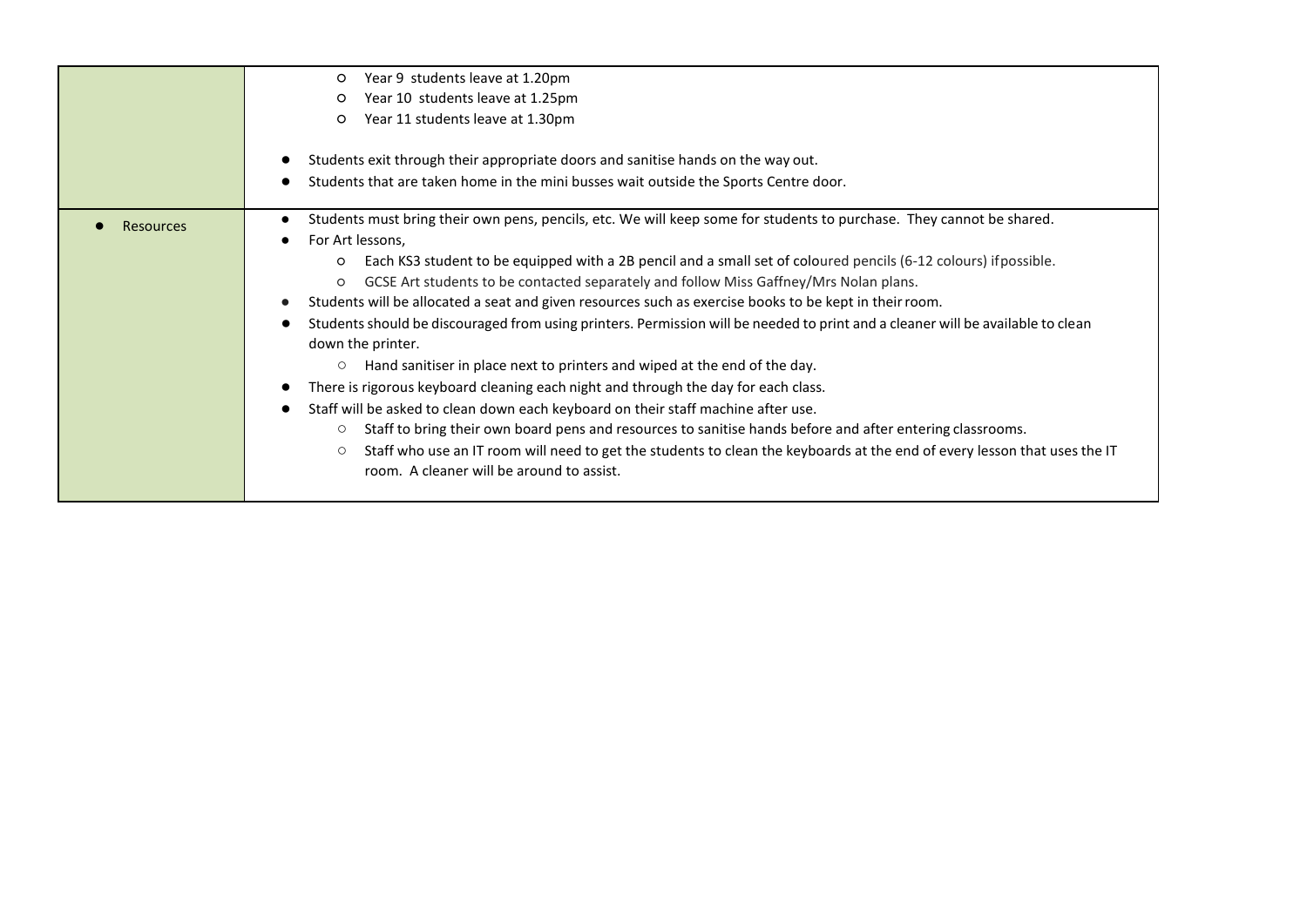| | |
|---|---|
| | <ul><li>Year 9 students leave at 1.20pm</li><li>Year 10 students leave at 1.25pm</li><li>Year 11 students leave at 1.30pm</li></ul><ul><li>Students exit through their appropriate doors and sanitise hands on the way out.</li><li>Students that are taken home in the mini busses wait outside the Sports Centre door.</li></ul> |
| <ul><li>Resources</li></ul> | <ul><li>Students must bring their own pens, pencils, etc. We will keep some for students to purchase. They cannot be shared.</li><li>For Art lessons,<ul><li>Each KS3 student to be equipped with a 2B pencil and a small set of coloured pencils (6-12 colours) if possible.</li><li>GCSE Art students to be contacted separately and follow Miss Gaffney/Mrs Nolan plans.</li></ul></li><li>Students will be allocated a seat and given resources such as exercise books to be kept in their room.</li><li>Students should be discouraged from using printers. Permission will be needed to print and a cleaner will be available to clean down the printer.<ul><li>Hand sanitiser in place next to printers and wiped at the end of the day.</li></ul></li><li>There is rigorous keyboard cleaning each night and through the day for each class.</li><li>Staff will be asked to clean down each keyboard on their staff machine after use.<ul><li>Staff to bring their own board pens and resources to sanitise hands before and after entering classrooms.</li><li>Staff who use an IT room will need to get the students to clean the keyboards at the end of every lesson that uses the IT room. A cleaner will be around to assist.</li></ul></li></ul> |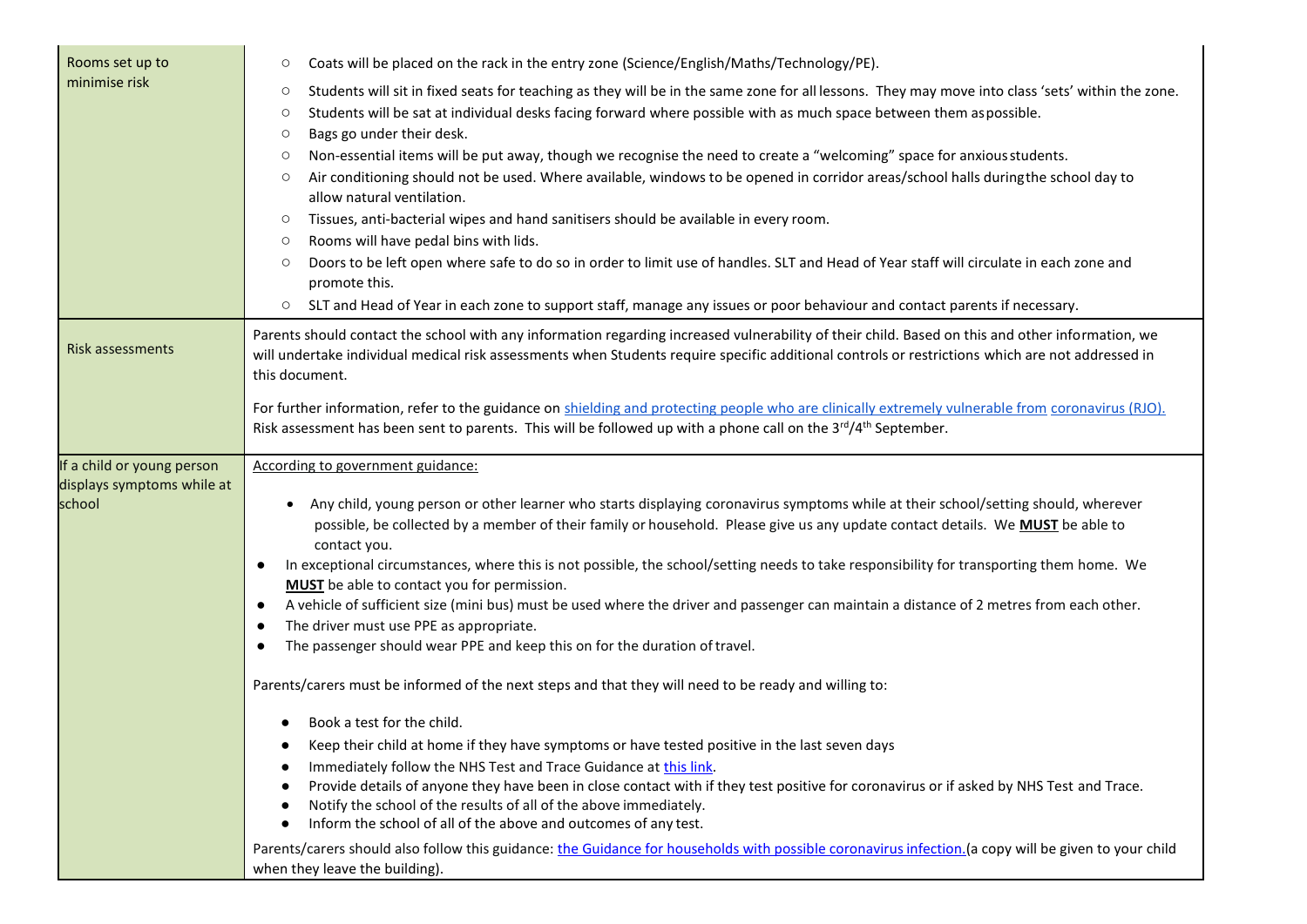| | |
|---|---|
| Rooms set up to minimise risk | ○ Coats will be placed on the rack in the entry zone (Science/English/Maths/Technology/PE).<br>○ Students will sit in fixed seats for teaching as they will be in the same zone for all lessons. They may move into class 'sets' within the zone.<br>○ Students will be sat at individual desks facing forward where possible with as much space between them as possible.<br>○ Bags go under their desk.<br>○ Non-essential items will be put away, though we recognise the need to create a "welcoming" space for anxious students.<br>○ Air conditioning should not be used. Where available, windows to be opened in corridor areas/school halls during the school day to allow natural ventilation.<br>○ Tissues, anti-bacterial wipes and hand sanitisers should be available in every room.<br>○ Rooms will have pedal bins with lids.<br>○ Doors to be left open where safe to do so in order to limit use of handles. SLT and Head of Year staff will circulate in each zone and promote this.<br>○ SLT and Head of Year in each zone to support staff, manage any issues or poor behaviour and contact parents if necessary. |
| Risk assessments | Parents should contact the school with any information regarding increased vulnerability of their child. Based on this and other information, we will undertake individual medical risk assessments when Students require specific additional controls or restrictions which are not addressed in this document.<br><br>For further information, refer to the guidance on shielding and protecting people who are clinically extremely vulnerable from coronavirus (RJO).<br>Risk assessment has been sent to parents. This will be followed up with a phone call on the 3rd/4th September. |
| If a child or young person displays symptoms while at school | According to government guidance:<br><br>• Any child, young person or other learner who starts displaying coronavirus symptoms while at their school/setting should, wherever possible, be collected by a member of their family or household. Please give us any update contact details. We **MUST** be able to contact you.<br>● In exceptional circumstances, where this is not possible, the school/setting needs to take responsibility for transporting them home. We **MUST** be able to contact you for permission.<br>● A vehicle of sufficient size (mini bus) must be used where the driver and passenger can maintain a distance of 2 metres from each other.<br>● The driver must use PPE as appropriate.<br>● The passenger should wear PPE and keep this on for the duration of travel.<br><br>Parents/carers must be informed of the next steps and that they will need to be ready and willing to:<br><br>● Book a test for the child.<br>● Keep their child at home if they have symptoms or have tested positive in the last seven days<br>● Immediately follow the NHS Test and Trace Guidance at this link.<br>● Provide details of anyone they have been in close contact with if they test positive for coronavirus or if asked by NHS Test and Trace.<br>● Notify the school of the results of all of the above immediately.<br>● Inform the school of all of the above and outcomes of any test.<br><br>Parents/carers should also follow this guidance: the Guidance for households with possible coronavirus infection.(a copy will be given to your child when they leave the building). |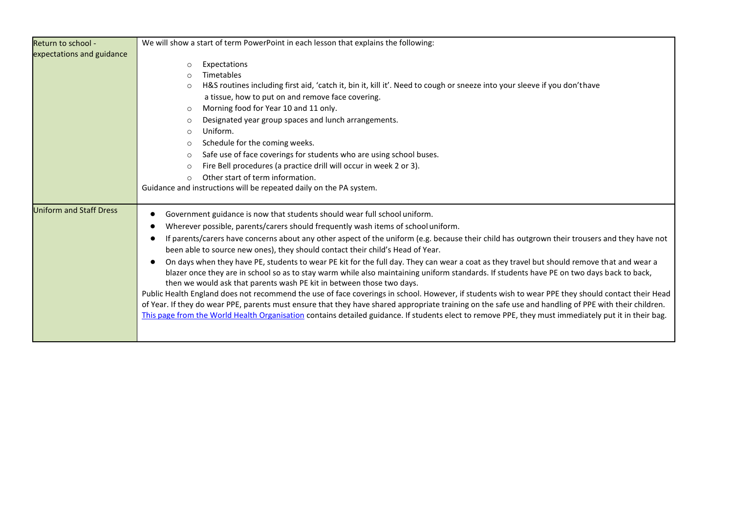| | |
|---|---|
| Return to school - expectations and guidance | We will show a start of term PowerPoint in each lesson that explains the following:<br><br>◦ Expectations<br>◦ Timetables<br>◦ H&S routines including first aid, 'catch it, bin it, kill it'. Need to cough or sneeze into your sleeve if you don'thave a tissue, how to put on and remove face covering.<br>◦ Morning food for Year 10 and 11 only.<br>◦ Designated year group spaces and lunch arrangements.<br>◦ Uniform.<br>◦ Schedule for the coming weeks.<br>◦ Safe use of face coverings for students who are using school buses.<br>◦ Fire Bell procedures (a practice drill will occur in week 2 or 3).<br>◦ Other start of term information.<br><br>Guidance and instructions will be repeated daily on the PA system. |
| Uniform and Staff Dress | • Government guidance is now that students should wear full school uniform.<br>• Wherever possible, parents/carers should frequently wash items of school uniform.<br>• If parents/carers have concerns about any other aspect of the uniform (e.g. because their child has outgrown their trousers and they have not been able to source new ones), they should contact their child's Head of Year.<br>• On days when they have PE, students to wear PE kit for the full day. They can wear a coat as they travel but should remove that and wear a blazer once they are in school so as to stay warm while also maintaining uniform standards. If students have PE on two days back to back, then we would ask that parents wash PE kit in between those two days.<br><br>Public Health England does not recommend the use of face coverings in school. However, if students wish to wear PPE they should contact their Head of Year. If they do wear PPE, parents must ensure that they have shared appropriate training on the safe use and handling of PPE with their children. This page from the World Health Organisation contains detailed guidance. If students elect to remove PPE, they must immediately put it in their bag. |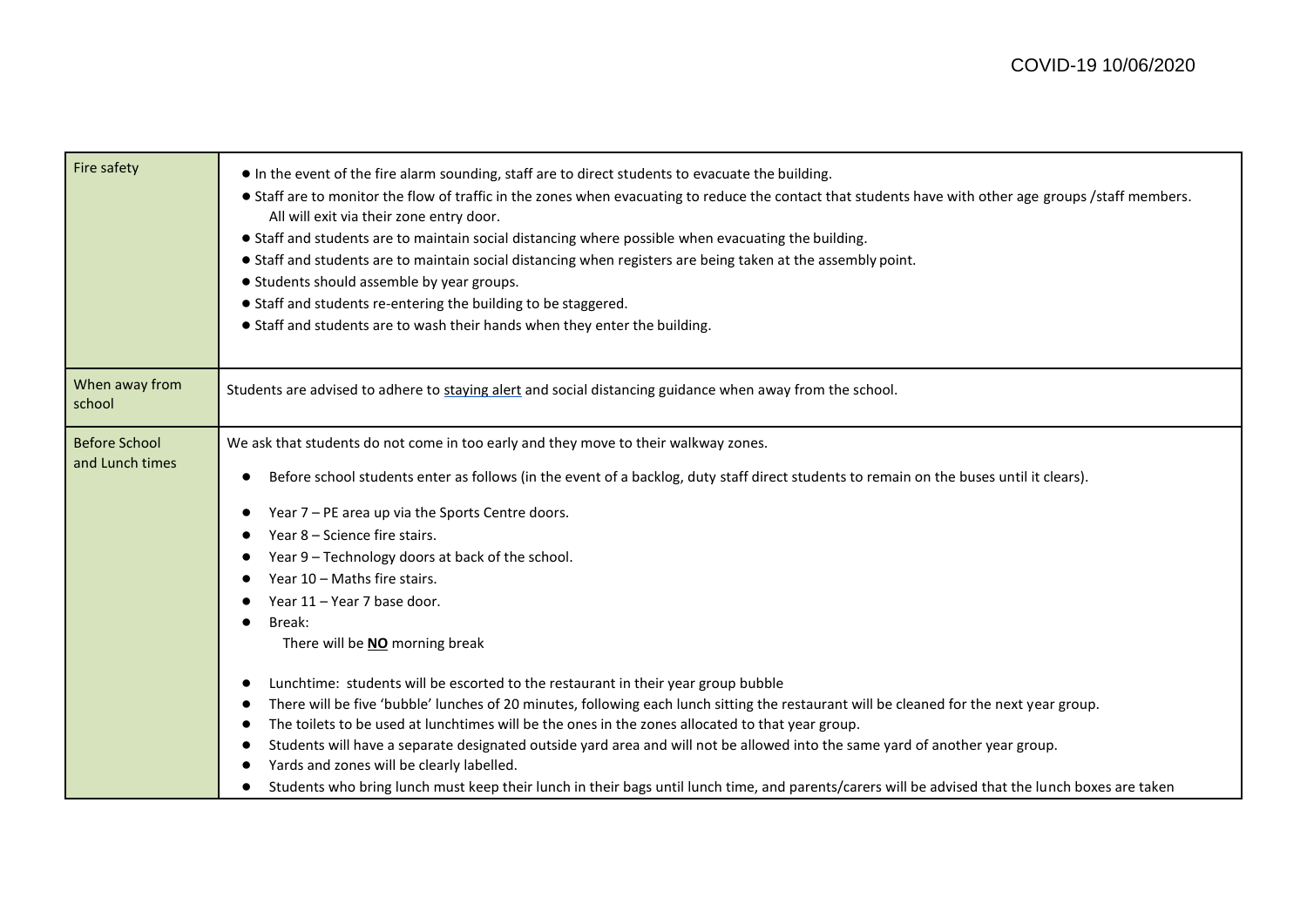| | |
|---|---|
| Fire safety | • In the event of the fire alarm sounding, staff are to direct students to evacuate the building.<br>• Staff are to monitor the flow of traffic in the zones when evacuating to reduce the contact that students have with other age groups /staff members. All will exit via their zone entry door.<br>• Staff and students are to maintain social distancing where possible when evacuating the building.<br>• Staff and students are to maintain social distancing when registers are being taken at the assembly point.<br>• Students should assemble by year groups.<br>• Staff and students re-entering the building to be staggered.<br>• Staff and students are to wash their hands when they enter the building. |
| When away from school | Students are advised to adhere to staying alert and social distancing guidance when away from the school. |
| Before School and Lunch times | We ask that students do not come in too early and they move to their walkway zones.<br>• Before school students enter as follows (in the event of a backlog, duty staff direct students to remain on the buses until it clears).<br>• Year 7 – PE area up via the Sports Centre doors.<br>• Year 8 – Science fire stairs.<br>• Year 9 – Technology doors at back of the school.<br>• Year 10 – Maths fire stairs.<br>• Year 11 – Year 7 base door.<br>• Break:<br>There will be **NO** morning break<br>• Lunchtime: students will be escorted to the restaurant in their year group bubble<br>• There will be five 'bubble' lunches of 20 minutes, following each lunch sitting the restaurant will be cleaned for the next year group.<br>• The toilets to be used at lunchtimes will be the ones in the zones allocated to that year group.<br>• Students will have a separate designated outside yard area and will not be allowed into the same yard of another year group.<br>• Yards and zones will be clearly labelled.<br>• Students who bring lunch must keep their lunch in their bags until lunch time, and parents/carers will be advised that the lunch boxes are taken |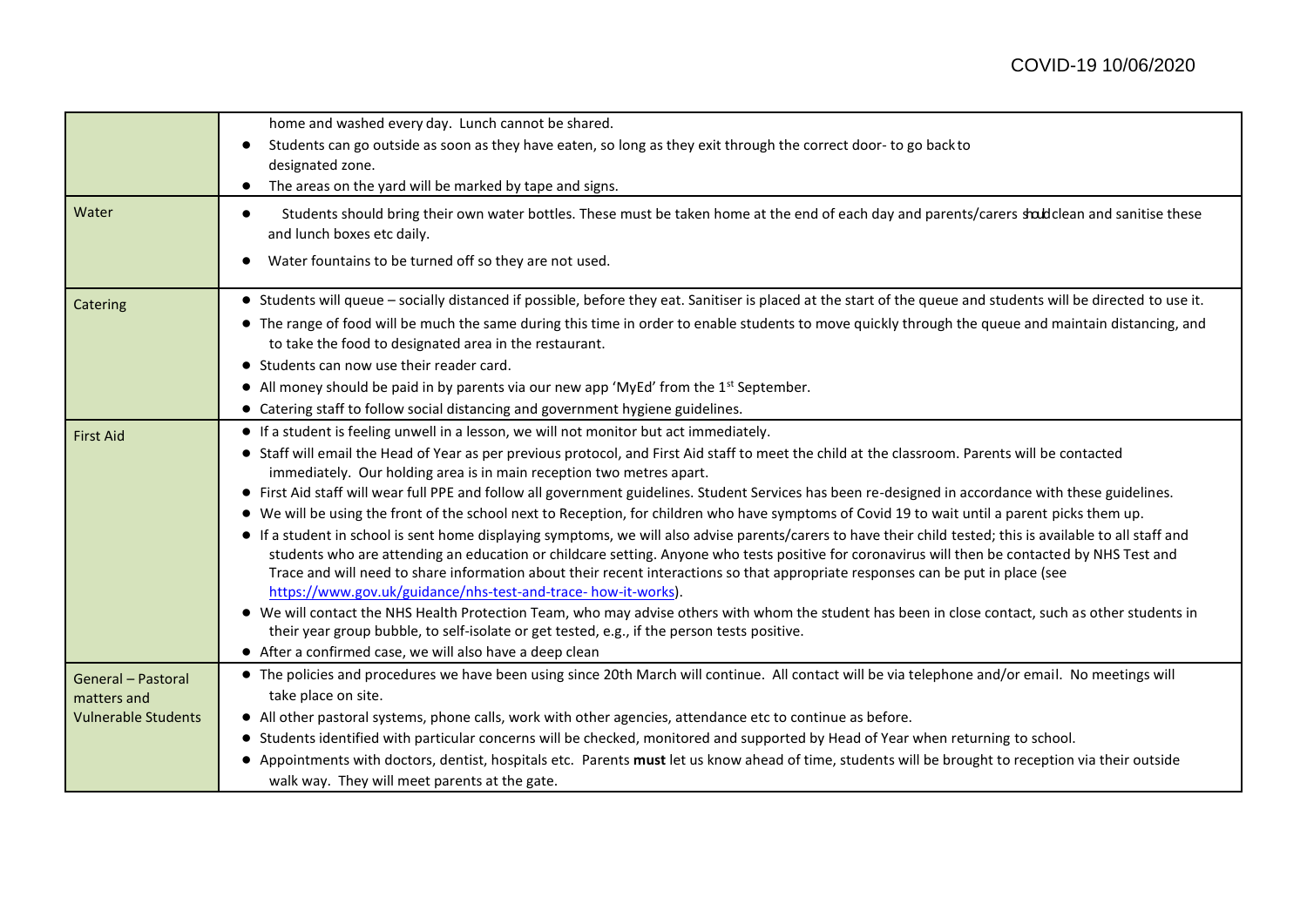| | |
|---|---|
| | home and washed every day. Lunch cannot be shared.<br>● Students can go outside as soon as they have eaten, so long as they exit through the correct door- to go back to designated zone.<br>● The areas on the yard will be marked by tape and signs. |
| Water | ● Students should bring their own water bottles. These must be taken home at the end of each day and parents/carers should clean and sanitise these and lunch boxes etc daily.<br>● Water fountains to be turned off so they are not used. |
| Catering | ● Students will queue – socially distanced if possible, before they eat. Sanitiser is placed at the start of the queue and students will be directed to use it.<br>● The range of food will be much the same during this time in order to enable students to move quickly through the queue and maintain distancing, and to take the food to designated area in the restaurant.<br>● Students can now use their reader card.<br>● All money should be paid in by parents via our new app 'MyEd' from the 1st September.<br>● Catering staff to follow social distancing and government hygiene guidelines. |
| First Aid | ● If a student is feeling unwell in a lesson, we will not monitor but act immediately.<br>● Staff will email the Head of Year as per previous protocol, and First Aid staff to meet the child at the classroom. Parents will be contacted immediately. Our holding area is in main reception two metres apart.<br>● First Aid staff will wear full PPE and follow all government guidelines. Student Services has been re-designed in accordance with these guidelines.<br>● We will be using the front of the school next to Reception, for children who have symptoms of Covid 19 to wait until a parent picks them up.<br>● If a student in school is sent home displaying symptoms, we will also advise parents/carers to have their child tested; this is available to all staff and students who are attending an education or childcare setting. Anyone who tests positive for coronavirus will then be contacted by NHS Test and Trace and will need to share information about their recent interactions so that appropriate responses can be put in place (see [https://www.gov.uk/guidance/nhs-test-and-trace- how-it-works](https://www.gov.uk/guidance/nhs-test-and-trace-how-it-works)).<br>● We will contact the NHS Health Protection Team, who may advise others with whom the student has been in close contact, such as other students in their year group bubble, to self-isolate or get tested, e.g., if the person tests positive.<br>● After a confirmed case, we will also have a deep clean |
| General – Pastoral matters and Vulnerable Students | ● The policies and procedures we have been using since 20th March will continue. All contact will be via telephone and/or email. No meetings will take place on site.<br>● All other pastoral systems, phone calls, work with other agencies, attendance etc to continue as before.<br>● Students identified with particular concerns will be checked, monitored and supported by Head of Year when returning to school.<br>● Appointments with doctors, dentist, hospitals etc. Parents **must** let us know ahead of time, students will be brought to reception via their outside walk way. They will meet parents at the gate. |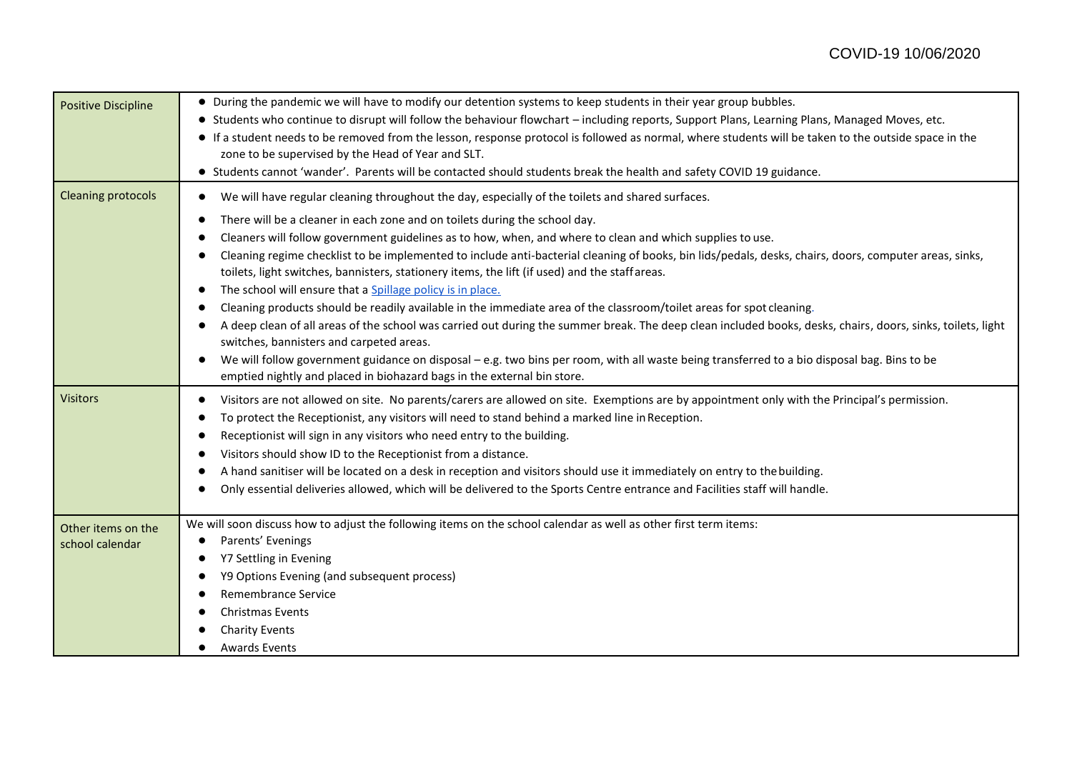| | |
|---|---|
| Positive Discipline | • During the pandemic we will have to modify our detention systems to keep students in their year group bubbles.<br>• Students who continue to disrupt will follow the behaviour flowchart – including reports, Support Plans, Learning Plans, Managed Moves, etc.<br>• If a student needs to be removed from the lesson, response protocol is followed as normal, where students will be taken to the outside space in the zone to be supervised by the Head of Year and SLT.<br>• Students cannot 'wander'. Parents will be contacted should students break the health and safety COVID 19 guidance. |
| Cleaning protocols | • We will have regular cleaning throughout the day, especially of the toilets and shared surfaces.<br>• There will be a cleaner in each zone and on toilets during the school day.<br>• Cleaners will follow government guidelines as to how, when, and where to clean and which supplies to use.<br>• Cleaning regime checklist to be implemented to include anti-bacterial cleaning of books, bin lids/pedals, desks, chairs, doors, computer areas, sinks, toilets, light switches, bannisters, stationery items, the lift (if used) and the staff areas.<br>• The school will ensure that a Spillage policy is in place.<br>• Cleaning products should be readily available in the immediate area of the classroom/toilet areas for spot cleaning.<br>• A deep clean of all areas of the school was carried out during the summer break. The deep clean included books, desks, chairs, doors, sinks, toilets, light switches, bannisters and carpeted areas.<br>• We will follow government guidance on disposal – e.g. two bins per room, with all waste being transferred to a bio disposal bag. Bins to be emptied nightly and placed in biohazard bags in the external bin store. |
| Visitors | • Visitors are not allowed on site. No parents/carers are allowed on site. Exemptions are by appointment only with the Principal's permission.<br>• To protect the Receptionist, any visitors will need to stand behind a marked line in Reception.<br>• Receptionist will sign in any visitors who need entry to the building.<br>• Visitors should show ID to the Receptionist from a distance.<br>• A hand sanitiser will be located on a desk in reception and visitors should use it immediately on entry to the building.<br>• Only essential deliveries allowed, which will be delivered to the Sports Centre entrance and Facilities staff will handle. |
| Other items on the school calendar | We will soon discuss how to adjust the following items on the school calendar as well as other first term items:<br>• Parents' Evenings<br>• Y7 Settling in Evening<br>• Y9 Options Evening (and subsequent process)<br>• Remembrance Service<br>• Christmas Events<br>• Charity Events<br>• Awards Events |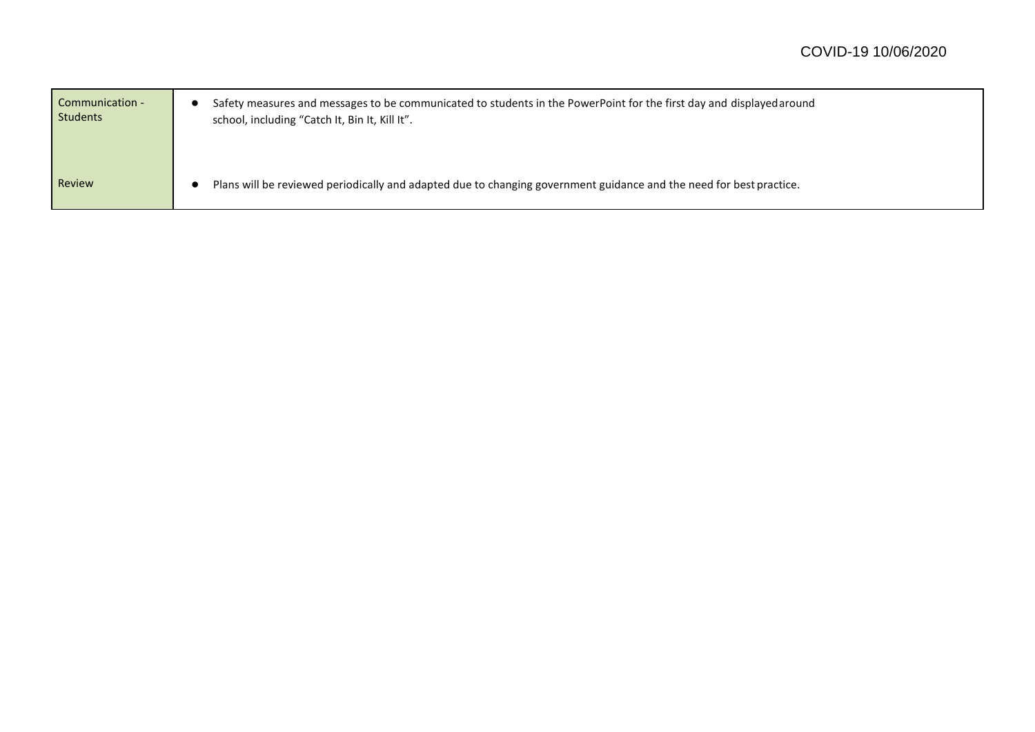| | |
|---|---|
| Communication - Students | - Safety measures and messages to be communicated to students in the PowerPoint for the first day and displayed around school, including “Catch It, Bin It, Kill It”. |
| Review | - Plans will be reviewed periodically and adapted due to changing government guidance and the need for best practice. |